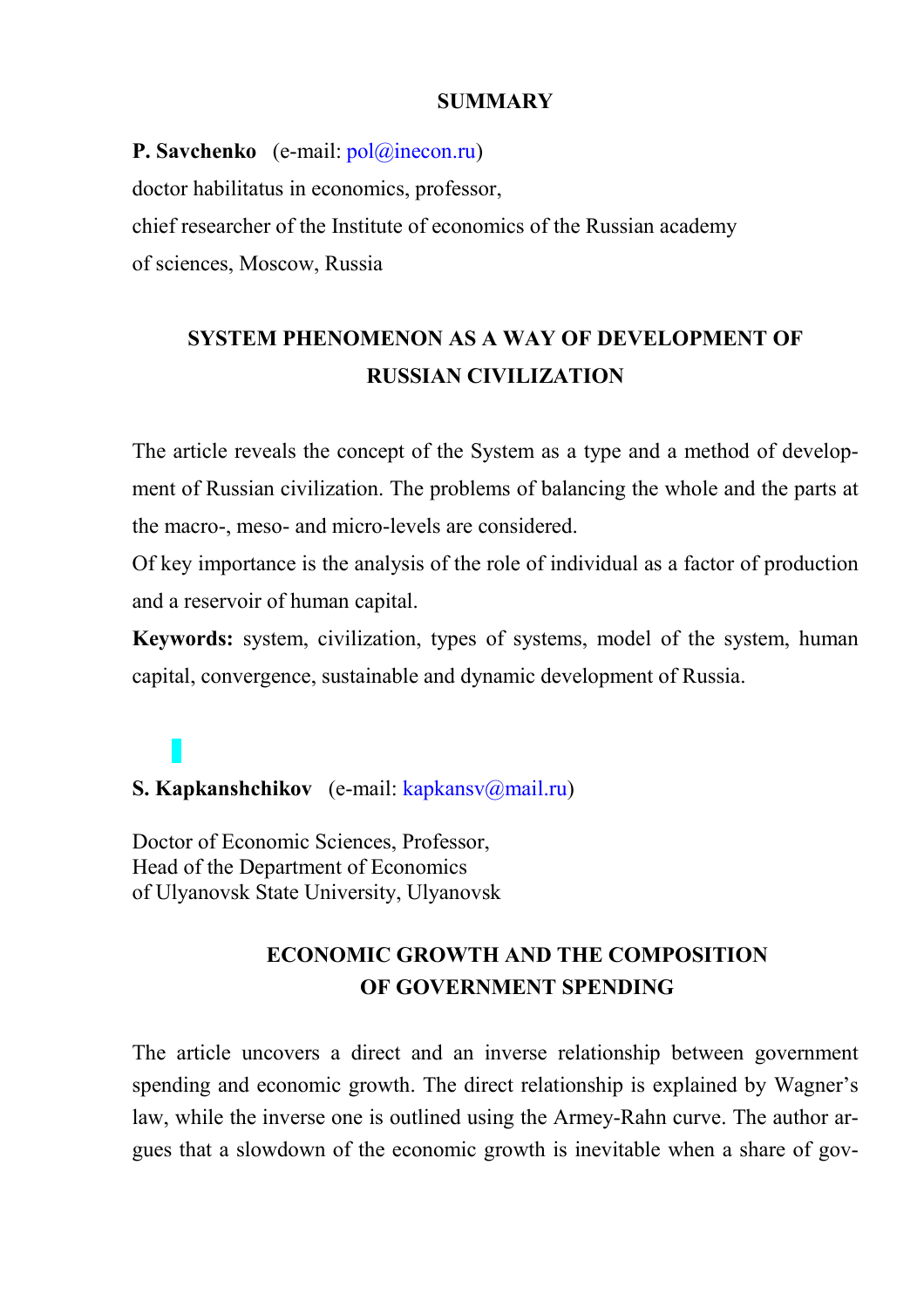# SUMMARY

**P. Savchenko** (e-mail: pol@inecon.ru)
doctor habilitatus in economics, professor,
chief researcher of the Institute of economics of the Russian academy of sciences, Moscow, Russia

## SYSTEM PHENOMENON AS A WAY OF DEVELOPMENT OF RUSSIAN CIVILIZATION

The article reveals the concept of the System as a type and a method of development of Russian civilization. The problems of balancing the whole and the parts at the macro-, meso- and micro-levels are considered.
Of key importance is the analysis of the role of individual as a factor of production and a reservoir of human capital.
**Keywords:** system, civilization, types of systems, model of the system, human capital, convergence, sustainable and dynamic development of Russia.

**S. Kapkanshchikov** (e-mail: kapkansv@mail.ru)

Doctor of Economic Sciences, Professor,
Head of the Department of Economics
of Ulyanovsk State University, Ulyanovsk

## ECONOMIC GROWTH AND THE COMPOSITION OF GOVERNMENT SPENDING

The article uncovers a direct and an inverse relationship between government spending and economic growth. The direct relationship is explained by Wagner's law, while the inverse one is outlined using the Armey-Rahn curve. The author argues that a slowdown of the economic growth is inevitable when a share of gov-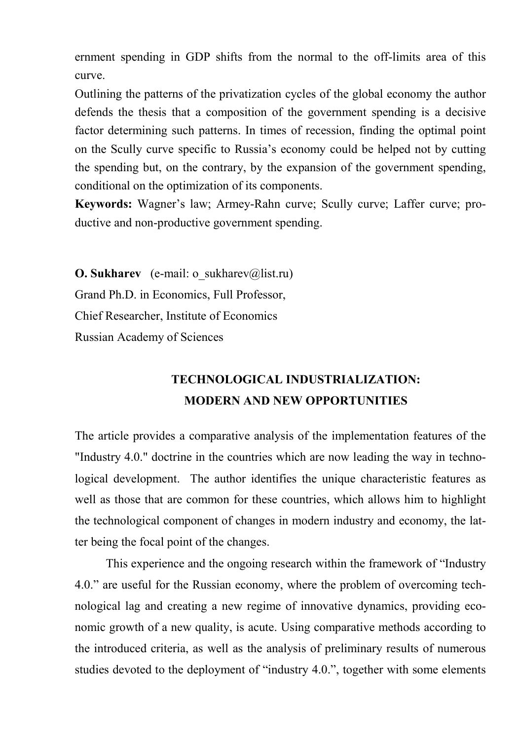ernment spending in GDP shifts from the normal to the off-limits area of this curve.

Outlining the patterns of the privatization cycles of the global economy the author defends the thesis that a composition of the government spending is a decisive factor determining such patterns. In times of recession, finding the optimal point on the Scully curve specific to Russia's economy could be helped not by cutting the spending but, on the contrary, by the expansion of the government spending, conditional on the optimization of its components.

**Keywords:** Wagner's law; Armey-Rahn curve; Scully curve; Laffer curve; productive and non-productive government spending.

**O. Sukharev** (e-mail: o_sukharev@list.ru)
Grand Ph.D. in Economics, Full Professor,
Chief Researcher, Institute of Economics
Russian Academy of Sciences

## TECHNOLOGICAL INDUSTRIALIZATION: MODERN AND NEW OPPORTUNITIES

The article provides a comparative analysis of the implementation features of the "Industry 4.0." doctrine in the countries which are now leading the way in technological development. The author identifies the unique characteristic features as well as those that are common for these countries, which allows him to highlight the technological component of changes in modern industry and economy, the latter being the focal point of the changes.

This experience and the ongoing research within the framework of "Industry 4.0." are useful for the Russian economy, where the problem of overcoming technological lag and creating a new regime of innovative dynamics, providing economic growth of a new quality, is acute. Using comparative methods according to the introduced criteria, as well as the analysis of preliminary results of numerous studies devoted to the deployment of "industry 4.0.", together with some elements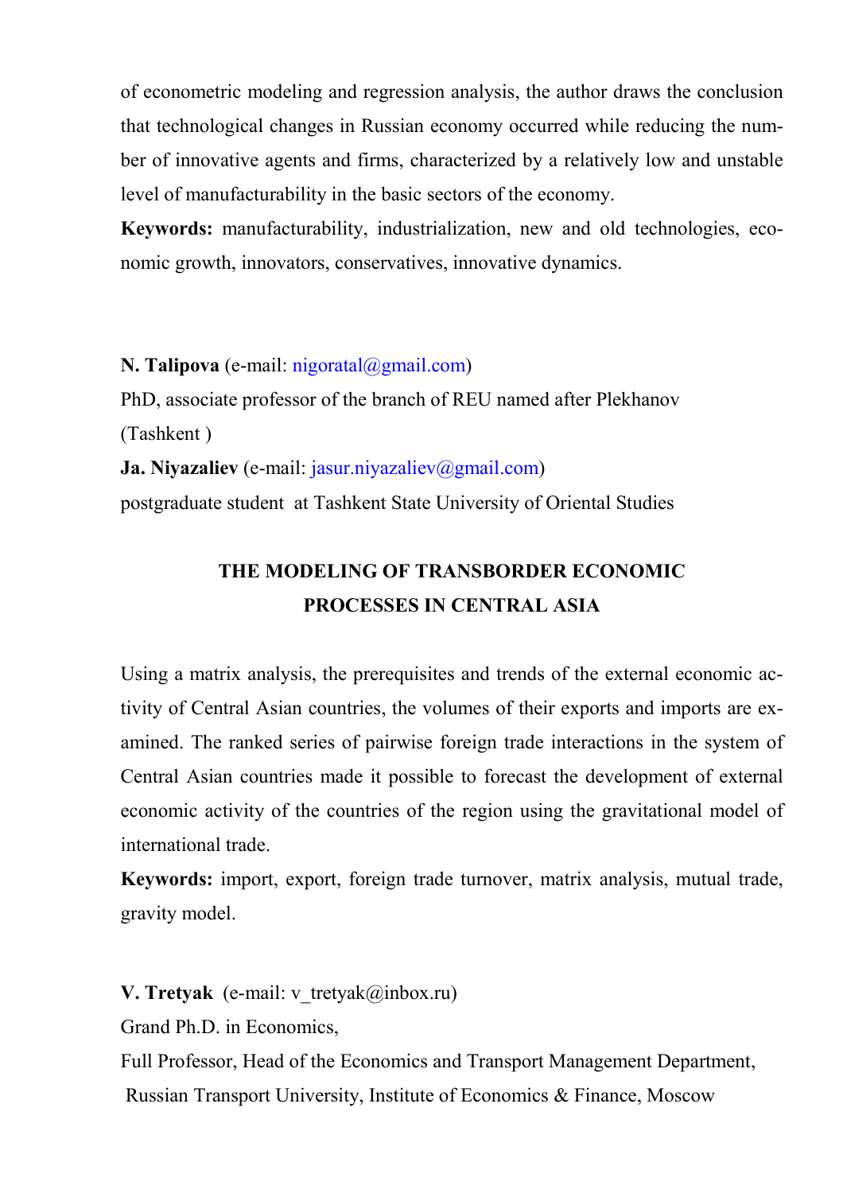of econometric modeling and regression analysis, the author draws the conclusion that technological changes in Russian economy occurred while reducing the number of innovative agents and firms, characterized by a relatively low and unstable level of manufacturability in the basic sectors of the economy.

**Keywords:** manufacturability, industrialization, new and old technologies, economic growth, innovators, conservatives, innovative dynamics.

**N. Talipova** (e-mail: nigoratal@gmail.com)
PhD, associate professor of the branch of REU named after Plekhanov (Tashkent )
**Ja. Niyazaliev** (e-mail: jasur.niyazaliev@gmail.com)
postgraduate student at Tashkent State University of Oriental Studies

## THE MODELING OF TRANSBORDER ECONOMIC PROCESSES IN CENTRAL ASIA

Using a matrix analysis, the prerequisites and trends of the external economic activity of Central Asian countries, the volumes of their exports and imports are examined. The ranked series of pairwise foreign trade interactions in the system of Central Asian countries made it possible to forecast the development of external economic activity of the countries of the region using the gravitational model of international trade.

**Keywords:** import, export, foreign trade turnover, matrix analysis, mutual trade, gravity model.

**V. Tretyak** (e-mail: v_tretyak@inbox.ru)
Grand Ph.D. in Economics,
Full Professor, Head of the Economics and Transport Management Department,
Russian Transport University, Institute of Economics & Finance, Moscow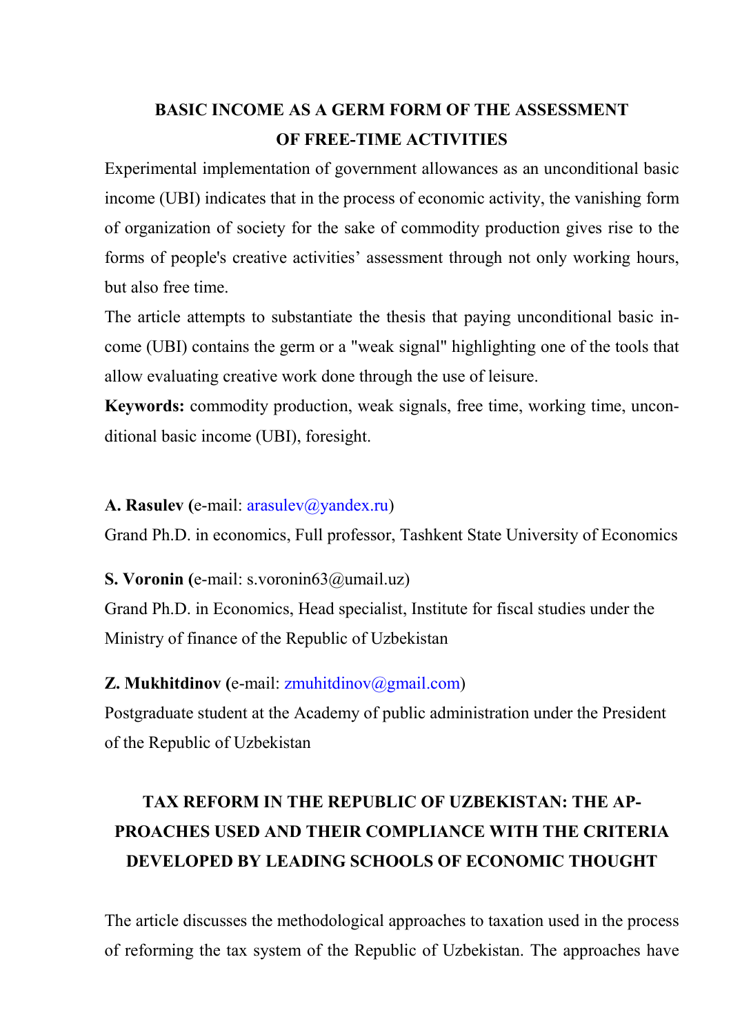## BASIC INCOME AS A GERM FORM OF THE ASSESSMENT OF FREE-TIME ACTIVITIES

Experimental implementation of government allowances as an unconditional basic income (UBI) indicates that in the process of economic activity, the vanishing form of organization of society for the sake of commodity production gives rise to the forms of people's creative activities' assessment through not only working hours, but also free time.

The article attempts to substantiate the thesis that paying unconditional basic income (UBI) contains the germ or a "weak signal" highlighting one of the tools that allow evaluating creative work done through the use of leisure.

**Keywords:** commodity production, weak signals, free time, working time, unconditional basic income (UBI), foresight.

**A. Rasulev (**e-mail: arasulev@yandex.ru)
Grand Ph.D. in economics, Full professor, Tashkent State University of Economics

**S. Voronin (**e-mail: s.voronin63@umail.uz)
Grand Ph.D. in Economics, Head specialist, Institute for fiscal studies under the Ministry of finance of the Republic of Uzbekistan

**Z. Mukhitdinov (**e-mail: zmuhitdinov@gmail.com)
Postgraduate student at the Academy of public administration under the President of the Republic of Uzbekistan

## TAX REFORM IN THE REPUBLIC OF UZBEKISTAN: THE APPROACHES USED AND THEIR COMPLIANCE WITH THE CRITERIA DEVELOPED BY LEADING SCHOOLS OF ECONOMIC THOUGHT

The article discusses the methodological approaches to taxation used in the process of reforming the tax system of the Republic of Uzbekistan. The approaches have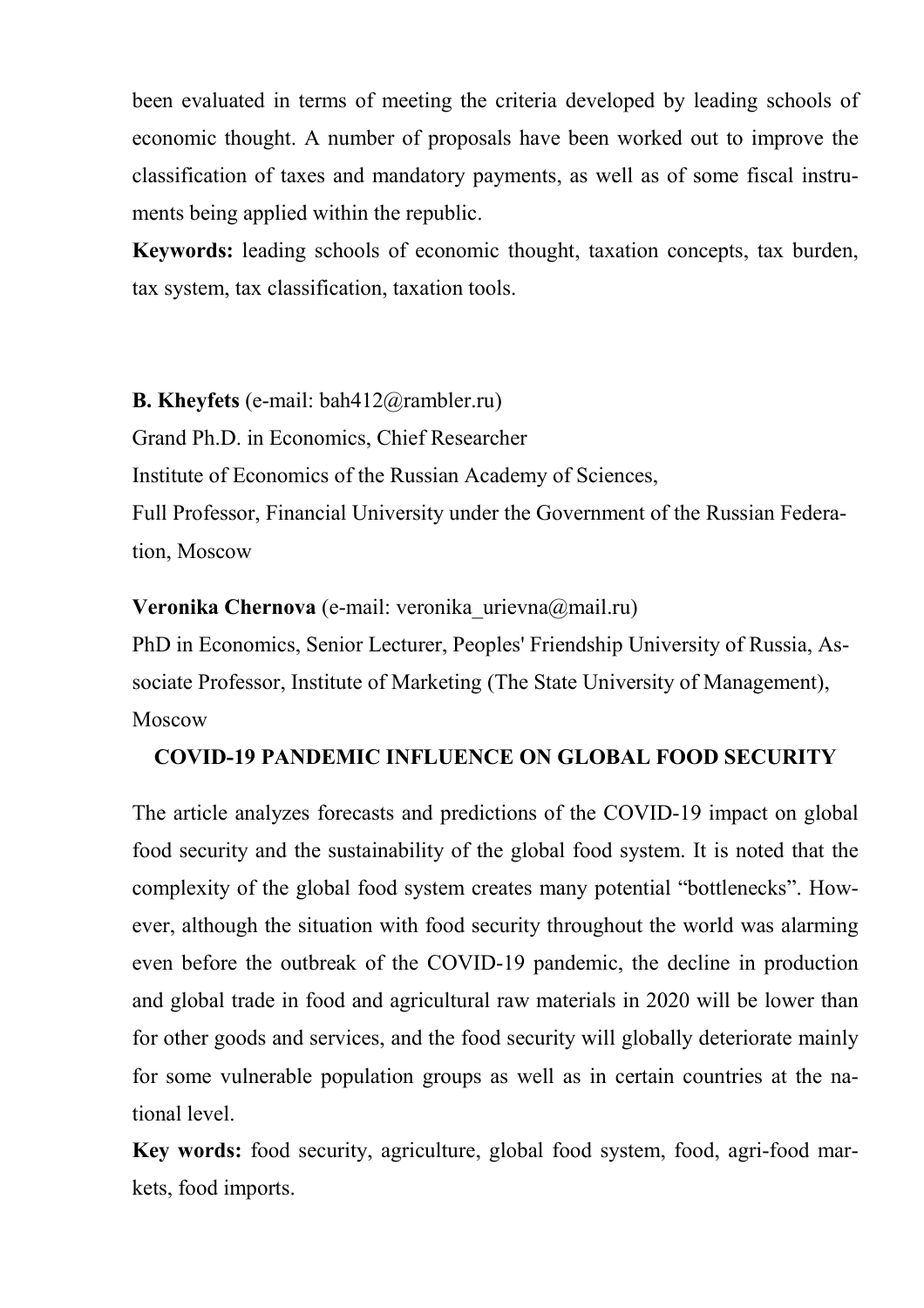been evaluated in terms of meeting the criteria developed by leading schools of economic thought. A number of proposals have been worked out to improve the classification of taxes and mandatory payments, as well as of some fiscal instruments being applied within the republic.

**Keywords:** leading schools of economic thought, taxation concepts, tax burden, tax system, tax classification, taxation tools.

**B. Kheyfets** (e-mail: bah412@rambler.ru)
Grand Ph.D. in Economics, Chief Researcher
Institute of Economics of the Russian Academy of Sciences,
Full Professor, Financial University under the Government of the Russian Federation, Moscow

**Veronika Chernova** (e-mail: veronika_urievna@mail.ru)
PhD in Economics, Senior Lecturer, Peoples' Friendship University of Russia, Associate Professor, Institute of Marketing (The State University of Management), Moscow

**COVID-19 PANDEMIC INFLUENCE ON GLOBAL FOOD SECURITY**

The article analyzes forecasts and predictions of the COVID-19 impact on global food security and the sustainability of the global food system. It is noted that the complexity of the global food system creates many potential "bottlenecks". However, although the situation with food security throughout the world was alarming even before the outbreak of the COVID-19 pandemic, the decline in production and global trade in food and agricultural raw materials in 2020 will be lower than for other goods and services, and the food security will globally deteriorate mainly for some vulnerable population groups as well as in certain countries at the national level.

**Key words:** food security, agriculture, global food system, food, agri-food markets, food imports.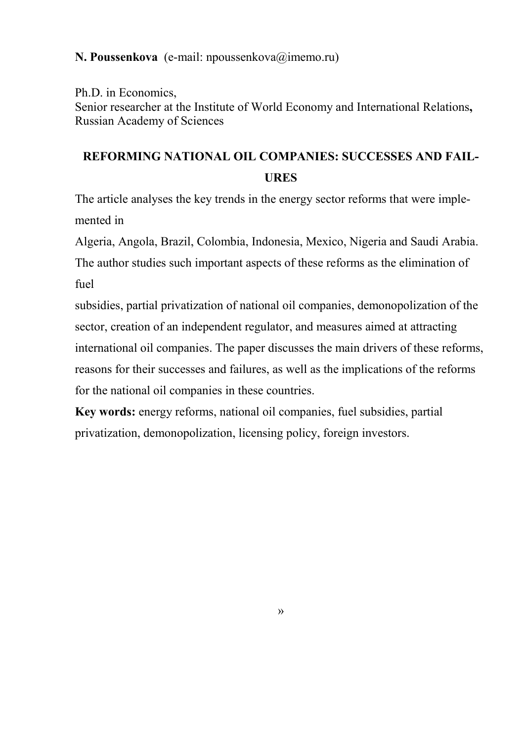**N. Poussenkova** (e-mail: npoussenkova@imemo.ru)

Ph.D. in Economics,
Senior researcher at the Institute of World Economy and International Relations, Russian Academy of Sciences

## REFORMING NATIONAL OIL COMPANIES: SUCCESSES AND FAILURES

The article analyses the key trends in the energy sector reforms that were implemented in Algeria, Angola, Brazil, Colombia, Indonesia, Mexico, Nigeria and Saudi Arabia. The author studies such important aspects of these reforms as the elimination of fuel subsidies, partial privatization of national oil companies, demonopolization of the sector, creation of an independent regulator, and measures aimed at attracting international oil companies. The paper discusses the main drivers of these reforms, reasons for their successes and failures, as well as the implications of the reforms for the national oil companies in these countries.

**Key words:** energy reforms, national oil companies, fuel subsidies, partial privatization, demonopolization, licensing policy, foreign investors.

»